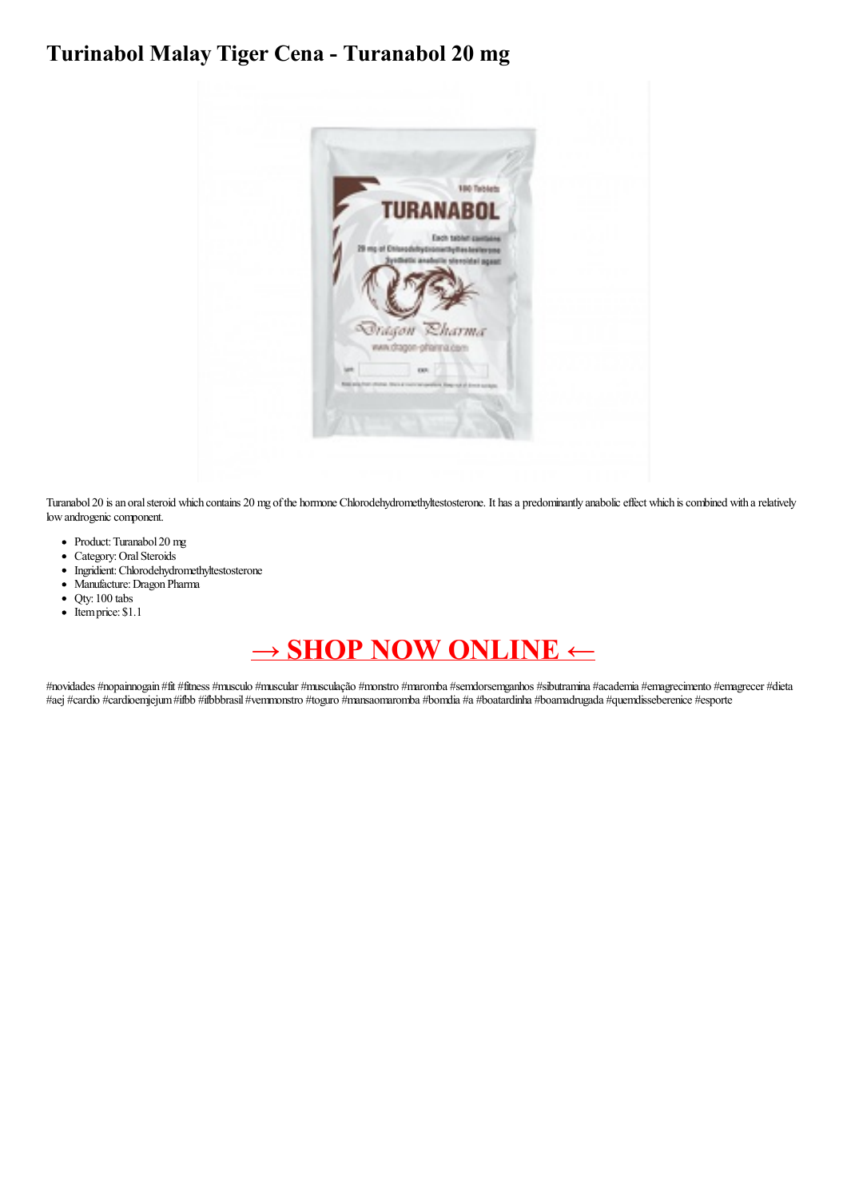# Turinabol Malay Tiger Cena - Turanabol 20 mg

Turanabol 20 is an oral steroid which contains 20 mg of the hormone Chlorodehydromethyltestosterone. It has a predominantly anabolic effect which is combined with a relatively low androgenic component.

- Product: Turanabol 20 mg
- Category: Oral Steroids
- Ingridient: Chlorodehydromethyltestosterone
- Manufacture: Dragon Pharma
- Qty: 100 tabs
- Item price: $1.1

## → SHOP NOW ONLINE ←

#novidades #nopainnogain #fit #fitness #musculo #muscular #musculação #monstro #maromba #semdorsemganhos #sibutramina #academia #emagrecimento #emagrecer #dieta #aej #cardio #cardioemjejum #ifbb #ifbbbrasil #vemmonstro #toguro #mansaomaromba #bomdia #a #boatardinha #boamadrugada #quemdisseberenice #esporte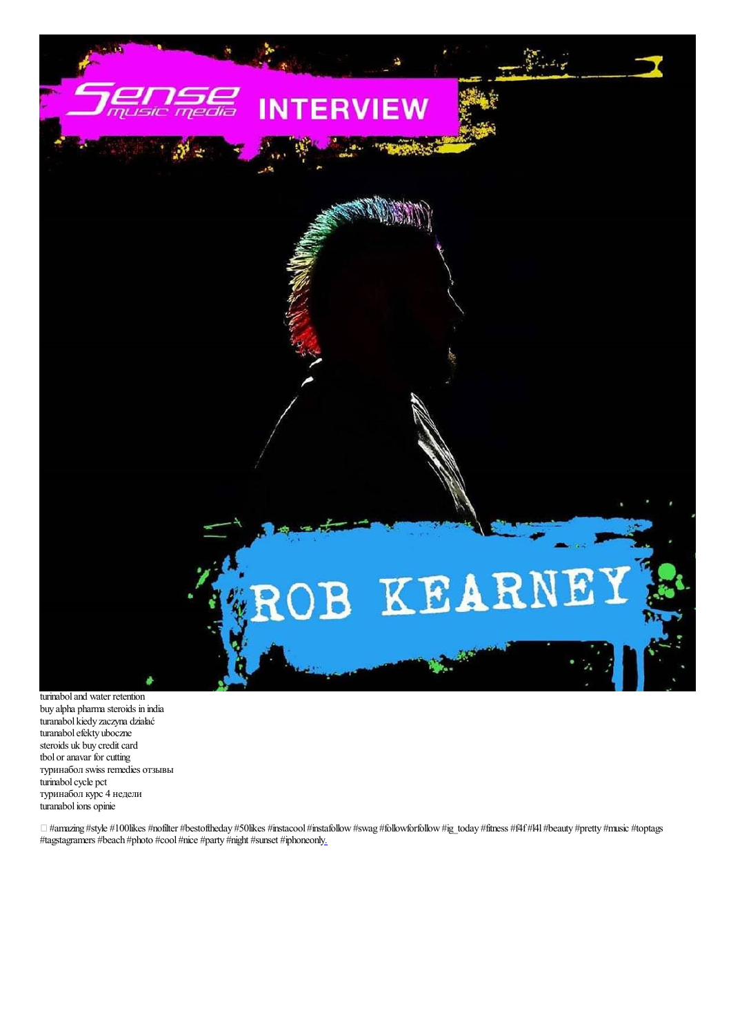turinabol and water retention
buy alpha pharma steroids in india
turanabol kiedy zaczyna działać
turanabol efekty uboczne
steroids uk buy credit card
tbol or anavar for cutting
туринабол swiss remedies отзывы
turinabol cycle pct
туринабол курс 4 недели
turanabol ions opinie

 #amazing #style #100likes #nofilter #bestoftheday #50likes #instacool #instafollow #swag #followforfollow #ig_today #fitness #f4f #l4l #beauty #pretty #music #toptags #tagstagramers #beach #photo #cool #nice #party #night #sunset #iphoneonly.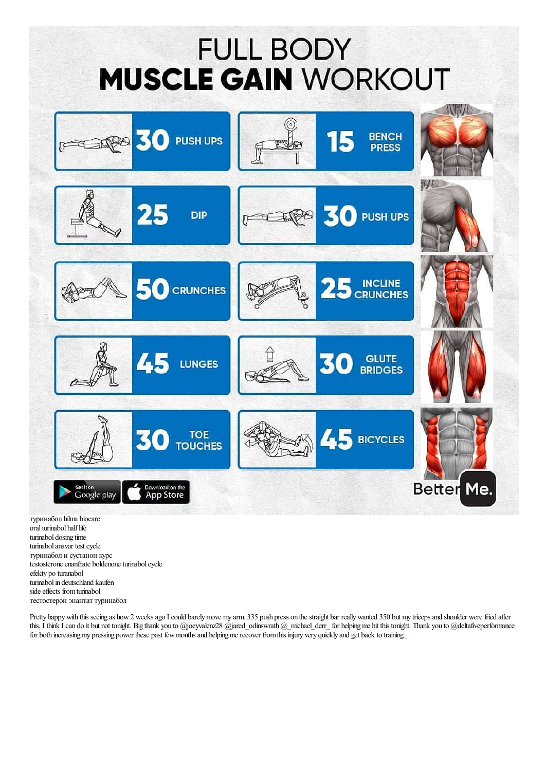# FULL BODY
# **MUSCLE GAIN** WORKOUT

- **30** PUSH UPS
- **15** BENCH PRESS
- **25** DIP
- **30** PUSH UPS
- **50** CRUNCHES
- **25** INCLINE CRUNCHES
- **45** LUNGES
- **30** GLUTE BRIDGES
- **30** TOE TOUCHES
- **45** BICYCLES

Get it on Google play | Download on the App Store

Better Me.

туринабол hilma biocare
oral turinabol half life
turinabol dosing time
turinabol anavar test cycle
туринабол и сустанон курс
testosterone enanthate boldenone turinabol cycle
efekty po turanabol
turinabol in deutschland kaufen
side effects from turinabol
тестостерон энантат туринабол

Pretty happy with this seeing as how 2 weeks ago I could barely move my arm. 335 push press on the straight bar really wanted 350 but my triceps and shoulder were fried after this, I think I can do it but not tonight. Big thank you to @joeyvalenz28 @jared_odinswrath @_michael_derr_ for helping me hit this tonight. Thank you to @deltafiveperformance for both increasing my pressing power these past few months and helping me recover from this injury very quickly and get back to training.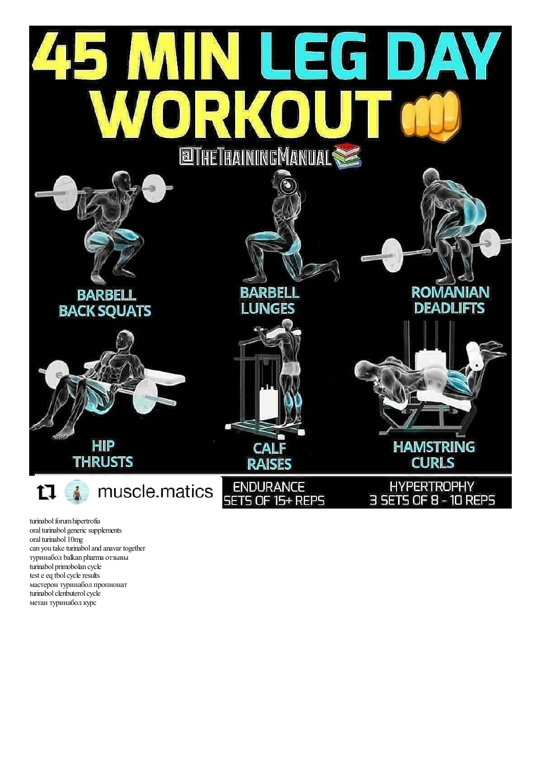# 45 MIN LEG DAY WORKOUT

@TheTrainingManual

BARBELL BACK SQUATS

BARBELL LUNGES

ROMANIAN DEADLIFTS

HIP THRUSTS

CALF RAISES

HAMSTRING CURLS

muscle.matics

ENDURANCE
SETS OF 15+ REPS

HYPERTROPHY
3 SETS OF 8 - 10 REPS

turinabol forum hipertrofia
oral turinabol generic supplements
oral turinabol 10mg
can you take turinabol and anavar together
туринабол balkan pharma отзывы
turinabol primobolan cycle
test e eq tbol cycle results
мастерон туринабол пропионат
turinabol clenbuterol cycle
метан туринабол курс